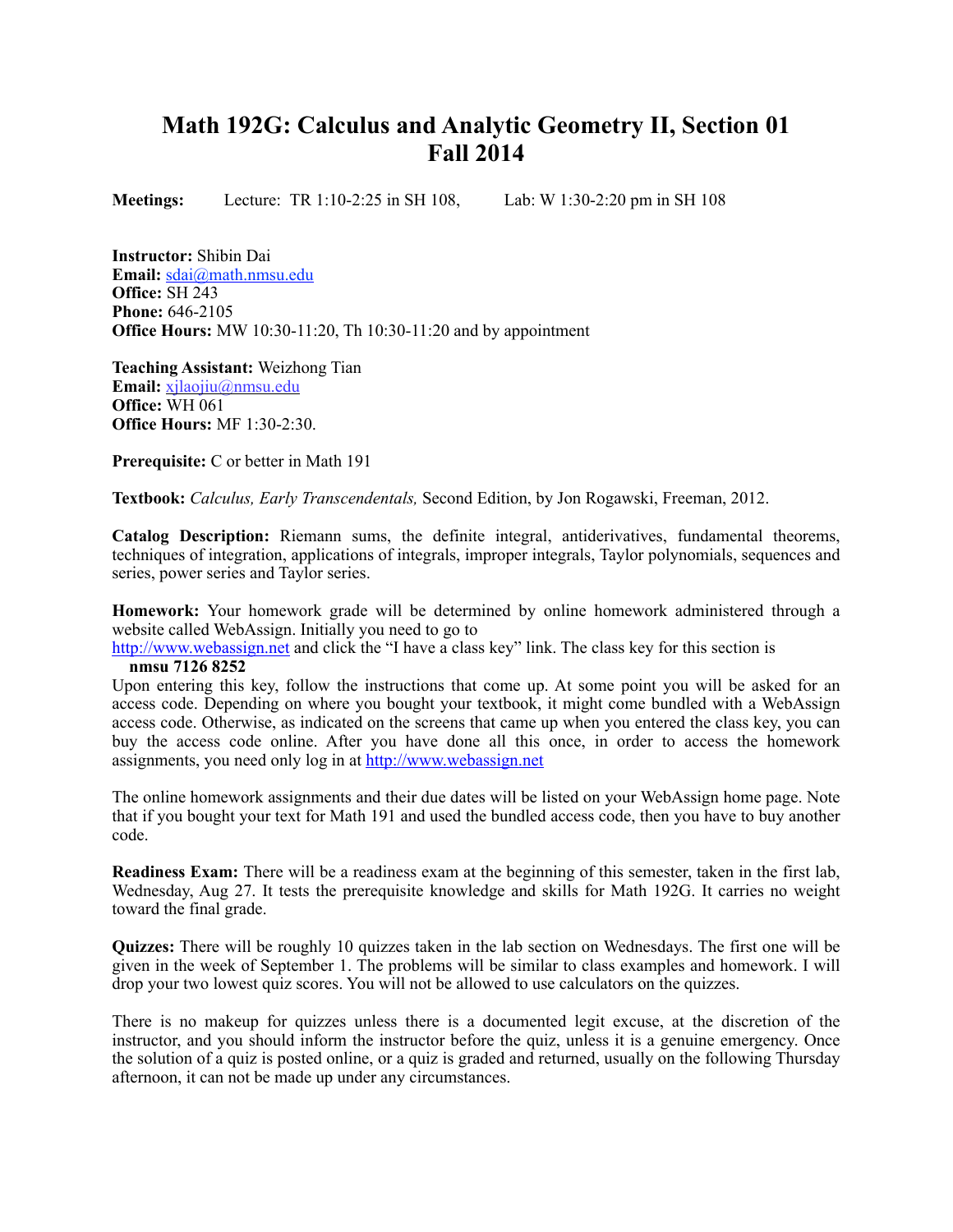# Math 192G: Calculus and Analytic Geometry II, Section 01
# Fall 2014

**Meetings:** Lecture: TR 1:10-2:25 in SH 108, Lab: W 1:30-2:20 pm in SH 108

**Instructor:** Shibin Dai
**Email:** sdai@math.nmsu.edu
**Office:** SH 243
**Phone:** 646-2105
**Office Hours:** MW 10:30-11:20, Th 10:30-11:20 and by appointment

**Teaching Assistant:** Weizhong Tian
**Email:** xjlaojiu@nmsu.edu
**Office:** WH 061
**Office Hours:** MF 1:30-2:30.

**Prerequisite:** C or better in Math 191

**Textbook:** *Calculus, Early Transcendentals,* Second Edition, by Jon Rogawski, Freeman, 2012.

**Catalog Description:** Riemann sums, the definite integral, antiderivatives, fundamental theorems, techniques of integration, applications of integrals, improper integrals, Taylor polynomials, sequences and series, power series and Taylor series.

**Homework:** Your homework grade will be determined by online homework administered through a website called WebAssign. Initially you need to go to http://www.webassign.net and click the "I have a class key" link. The class key for this section is

**nmsu 7126 8252**

Upon entering this key, follow the instructions that come up. At some point you will be asked for an access code. Depending on where you bought your textbook, it might come bundled with a WebAssign access code. Otherwise, as indicated on the screens that came up when you entered the class key, you can buy the access code online. After you have done all this once, in order to access the homework assignments, you need only log in at http://www.webassign.net

The online homework assignments and their due dates will be listed on your WebAssign home page. Note that if you bought your text for Math 191 and used the bundled access code, then you have to buy another code.

**Readiness Exam:** There will be a readiness exam at the beginning of this semester, taken in the first lab, Wednesday, Aug 27. It tests the prerequisite knowledge and skills for Math 192G. It carries no weight toward the final grade.

**Quizzes:** There will be roughly 10 quizzes taken in the lab section on Wednesdays. The first one will be given in the week of September 1. The problems will be similar to class examples and homework. I will drop your two lowest quiz scores. You will not be allowed to use calculators on the quizzes.

There is no makeup for quizzes unless there is a documented legit excuse, at the discretion of the instructor, and you should inform the instructor before the quiz, unless it is a genuine emergency. Once the solution of a quiz is posted online, or a quiz is graded and returned, usually on the following Thursday afternoon, it can not be made up under any circumstances.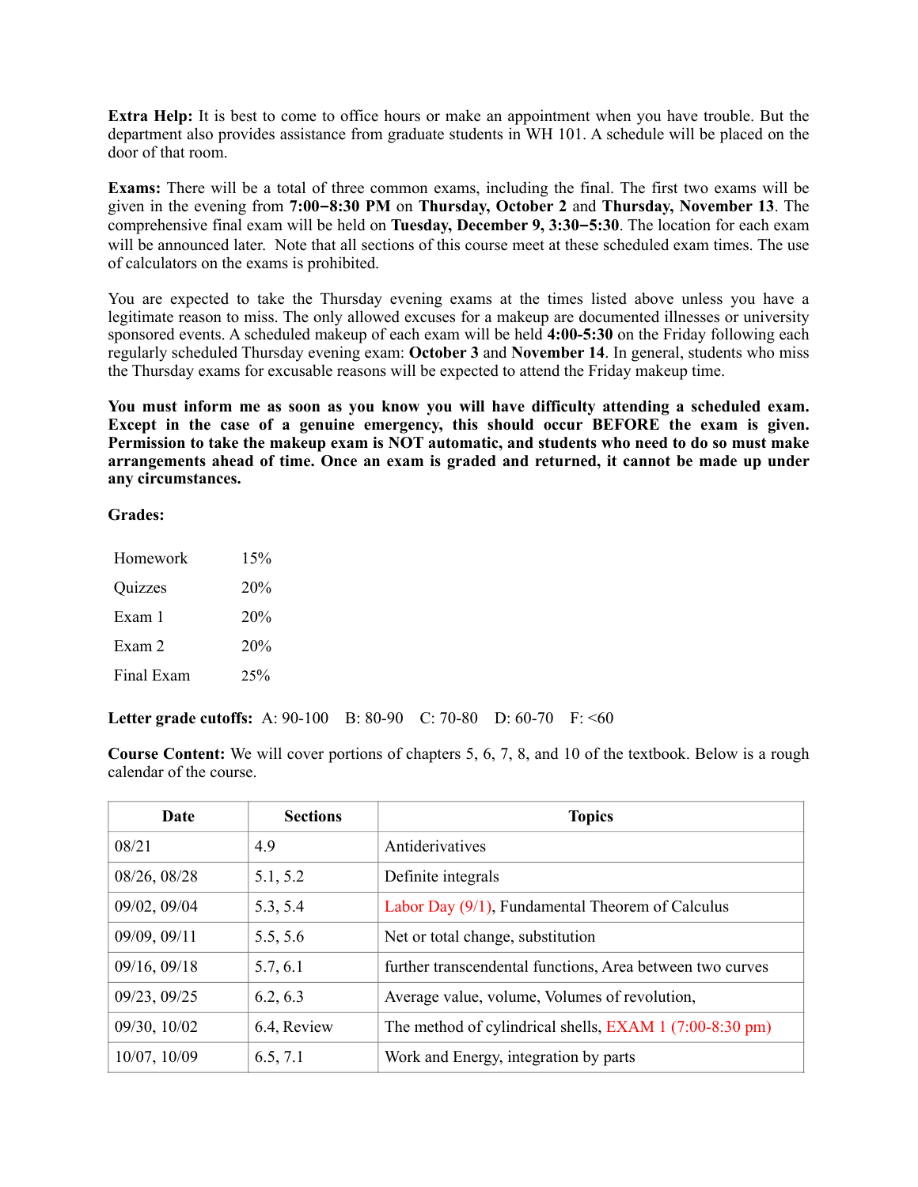**Extra Help:** It is best to come to office hours or make an appointment when you have trouble. But the department also provides assistance from graduate students in WH 101. A schedule will be placed on the door of that room.

**Exams:** There will be a total of three common exams, including the final. The first two exams will be given in the evening from **7:00−8:30 PM** on **Thursday, October 2** and **Thursday, November 13**. The comprehensive final exam will be held on **Tuesday, December 9, 3:30−5:30**. The location for each exam will be announced later. Note that all sections of this course meet at these scheduled exam times. The use of calculators on the exams is prohibited.

You are expected to take the Thursday evening exams at the times listed above unless you have a legitimate reason to miss. The only allowed excuses for a makeup are documented illnesses or university sponsored events. A scheduled makeup of each exam will be held **4:00-5:30** on the Friday following each regularly scheduled Thursday evening exam: **October 3** and **November 14**. In general, students who miss the Thursday exams for excusable reasons will be expected to attend the Friday makeup time.

**You must inform me as soon as you know you will have difficulty attending a scheduled exam. Except in the case of a genuine emergency, this should occur BEFORE the exam is given. Permission to take the makeup exam is NOT automatic, and students who need to do so must make arrangements ahead of time. Once an exam is graded and returned, it cannot be made up under any circumstances.**

**Grades:**

| | |
|---|---|
| Homework | 15% |
| Quizzes | 20% |
| Exam 1 | 20% |
| Exam 2 | 20% |
| Final Exam | 25% |

**Letter grade cutoffs:** A: 90-100 B: 80-90 C: 70-80 D: 60-70 F: <60

**Course Content:** We will cover portions of chapters 5, 6, 7, 8, and 10 of the textbook. Below is a rough calendar of the course.

| Date | Sections | Topics |
|---|---|---|
| 08/21 | 4.9 | Antiderivatives |
| 08/26, 08/28 | 5.1, 5.2 | Definite integrals |
| 09/02, 09/04 | 5.3, 5.4 | Labor Day (9/1), Fundamental Theorem of Calculus |
| 09/09, 09/11 | 5.5, 5.6 | Net or total change, substitution |
| 09/16, 09/18 | 5.7, 6.1 | further transcendental functions, Area between two curves |
| 09/23, 09/25 | 6.2, 6.3 | Average value, volume, Volumes of revolution, |
| 09/30, 10/02 | 6.4, Review | The method of cylindrical shells, EXAM 1 (7:00-8:30 pm) |
| 10/07, 10/09 | 6.5, 7.1 | Work and Energy, integration by parts |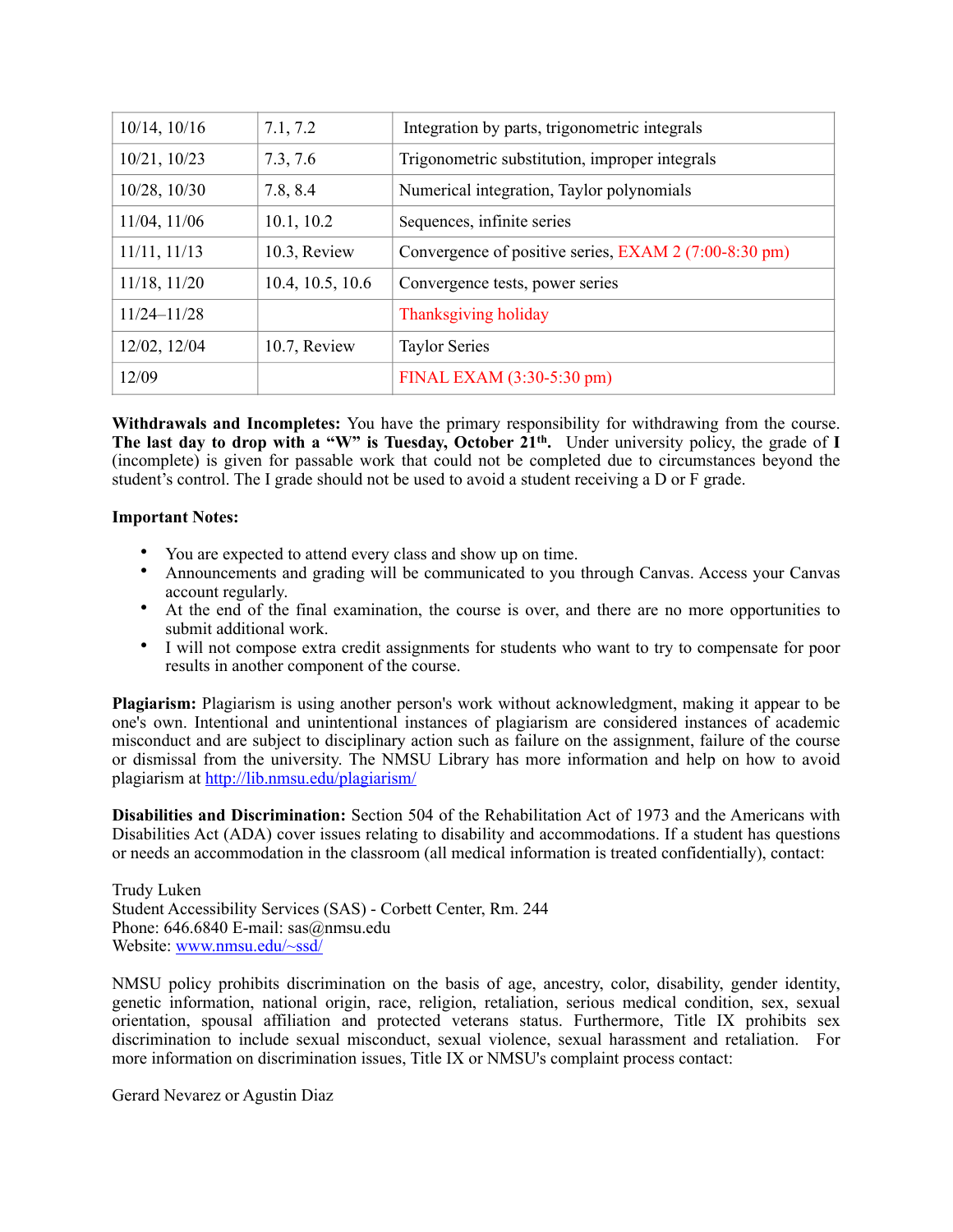| 10/14, 10/16 | 7.1, 7.2 | Integration by parts, trigonometric integrals |
|---|---|---|
| 10/21, 10/23 | 7.3, 7.6 | Trigonometric substitution, improper integrals |
| 10/28, 10/30 | 7.8, 8.4 | Numerical integration, Taylor polynomials |
| 11/04, 11/06 | 10.1, 10.2 | Sequences, infinite series |
| 11/11, 11/13 | 10.3, Review | Convergence of positive series, EXAM 2 (7:00-8:30 pm) |
| 11/18, 11/20 | 10.4, 10.5, 10.6 | Convergence tests, power series |
| 11/24–11/28 | | Thanksgiving holiday |
| 12/02, 12/04 | 10.7, Review | Taylor Series |
| 12/09 | | FINAL EXAM (3:30-5:30 pm) |

**Withdrawals and Incompletes:** You have the primary responsibility for withdrawing from the course. **The last day to drop with a "W" is Tuesday, October 21th.** Under university policy, the grade of **I** (incomplete) is given for passable work that could not be completed due to circumstances beyond the student's control. The I grade should not be used to avoid a student receiving a D or F grade.

**Important Notes:**

- You are expected to attend every class and show up on time.
- Announcements and grading will be communicated to you through Canvas. Access your Canvas account regularly.
- At the end of the final examination, the course is over, and there are no more opportunities to submit additional work.
- I will not compose extra credit assignments for students who want to try to compensate for poor results in another component of the course.

**Plagiarism:** Plagiarism is using another person's work without acknowledgment, making it appear to be one's own. Intentional and unintentional instances of plagiarism are considered instances of academic misconduct and are subject to disciplinary action such as failure on the assignment, failure of the course or dismissal from the university. The NMSU Library has more information and help on how to avoid plagiarism at http://lib.nmsu.edu/plagiarism/

**Disabilities and Discrimination:** Section 504 of the Rehabilitation Act of 1973 and the Americans with Disabilities Act (ADA) cover issues relating to disability and accommodations. If a student has questions or needs an accommodation in the classroom (all medical information is treated confidentially), contact:

Trudy Luken
Student Accessibility Services (SAS) - Corbett Center, Rm. 244
Phone: 646.6840 E-mail: sas@nmsu.edu
Website: www.nmsu.edu/~ssd/

NMSU policy prohibits discrimination on the basis of age, ancestry, color, disability, gender identity, genetic information, national origin, race, religion, retaliation, serious medical condition, sex, sexual orientation, spousal affiliation and protected veterans status. Furthermore, Title IX prohibits sex discrimination to include sexual misconduct, sexual violence, sexual harassment and retaliation. For more information on discrimination issues, Title IX or NMSU's complaint process contact:

Gerard Nevarez or Agustin Diaz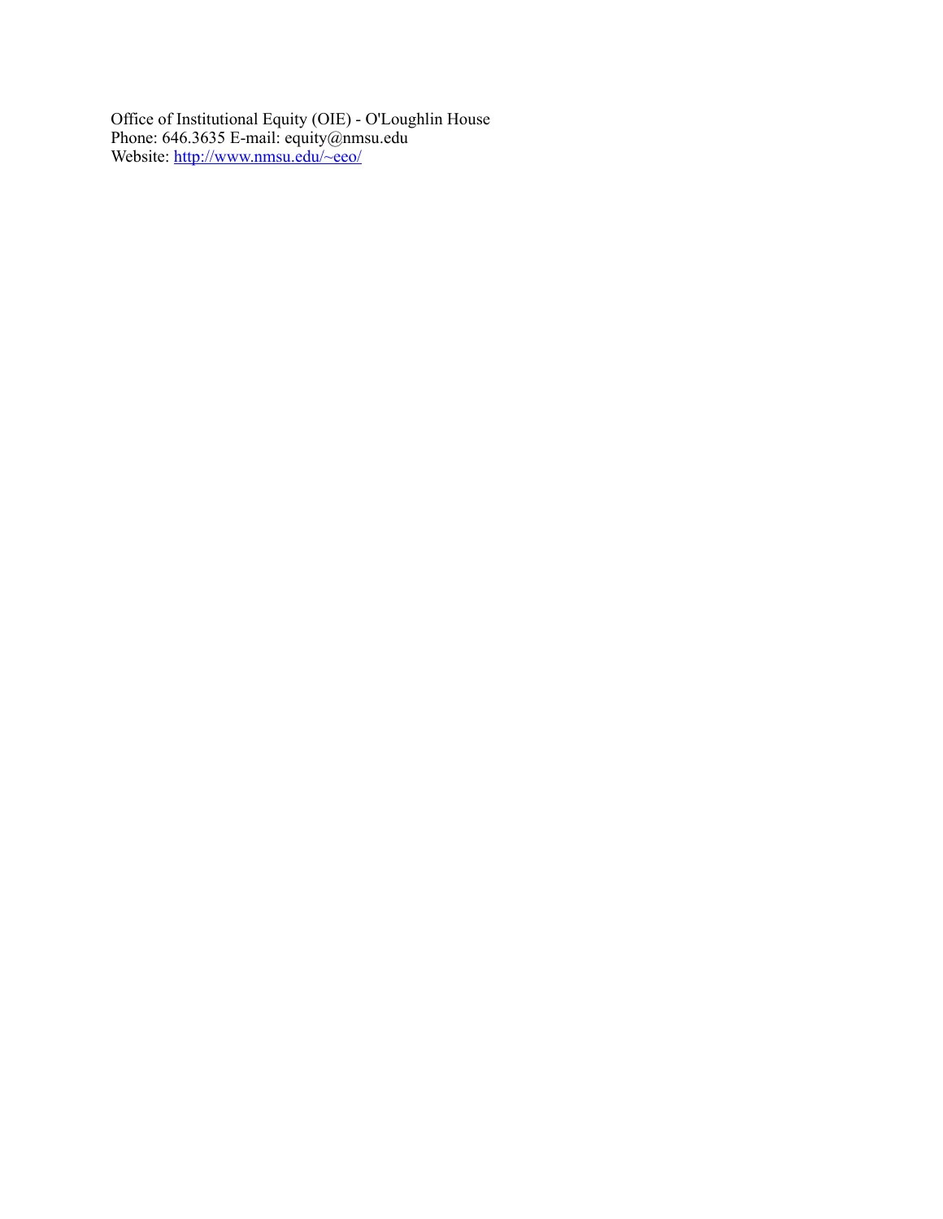Office of Institutional Equity (OIE) - O'Loughlin House
Phone: 646.3635 E-mail: equity@nmsu.edu
Website: [http://www.nmsu.edu/~eeo/](http://www.nmsu.edu/~eeo/)